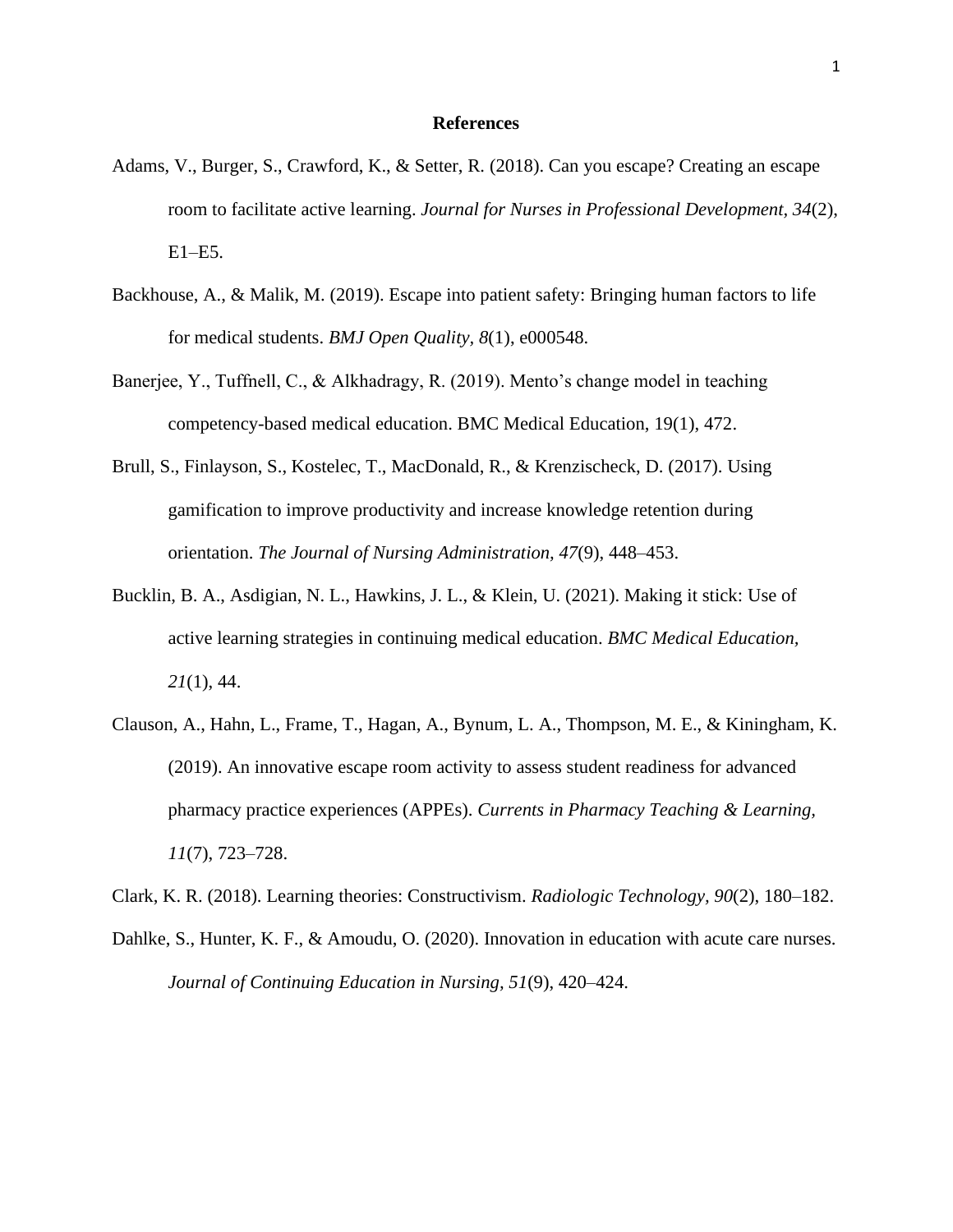## References

Adams, V., Burger, S., Crawford, K., & Setter, R. (2018). Can you escape? Creating an escape room to facilitate active learning. *Journal for Nurses in Professional Development, 34*(2), E1–E5.

Backhouse, A., & Malik, M. (2019). Escape into patient safety: Bringing human factors to life for medical students. *BMJ Open Quality, 8*(1), e000548.

Banerjee, Y., Tuffnell, C., & Alkhadragy, R. (2019). Mento's change model in teaching competency-based medical education. BMC Medical Education, 19(1), 472.

Brull, S., Finlayson, S., Kostelec, T., MacDonald, R., & Krenzischeck, D. (2017). Using gamification to improve productivity and increase knowledge retention during orientation. *The Journal of Nursing Administration, 47*(9), 448–453.

Bucklin, B. A., Asdigian, N. L., Hawkins, J. L., & Klein, U. (2021). Making it stick: Use of active learning strategies in continuing medical education. *BMC Medical Education, 21*(1), 44.

Clauson, A., Hahn, L., Frame, T., Hagan, A., Bynum, L. A., Thompson, M. E., & Kiningham, K. (2019). An innovative escape room activity to assess student readiness for advanced pharmacy practice experiences (APPEs). *Currents in Pharmacy Teaching & Learning, 11*(7), 723–728.

Clark, K. R. (2018). Learning theories: Constructivism. *Radiologic Technology, 90*(2), 180–182.

Dahlke, S., Hunter, K. F., & Amoudu, O. (2020). Innovation in education with acute care nurses. *Journal of Continuing Education in Nursing, 51*(9), 420–424.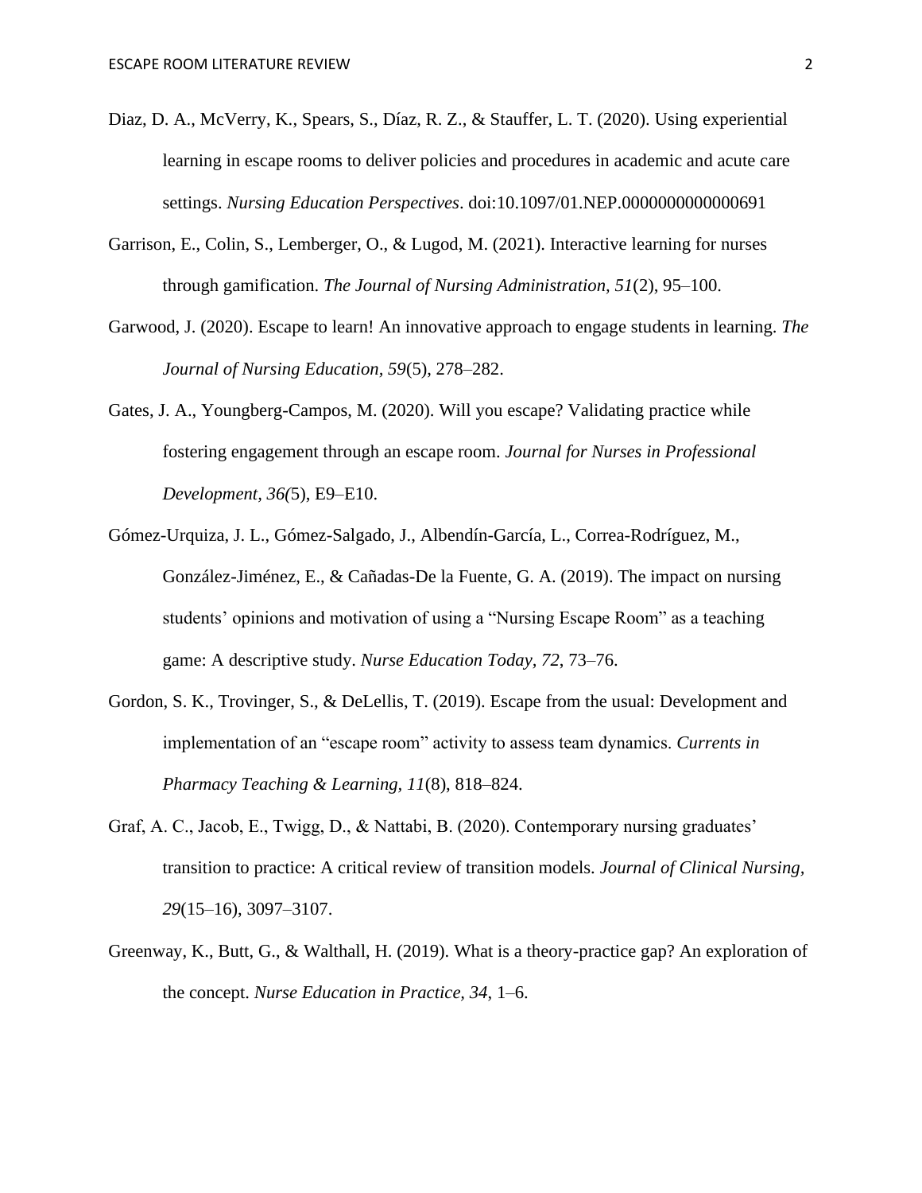Diaz, D. A., McVerry, K., Spears, S., Díaz, R. Z., & Stauffer, L. T. (2020). Using experiential learning in escape rooms to deliver policies and procedures in academic and acute care settings. *Nursing Education Perspectives*. doi:10.1097/01.NEP.0000000000000691

Garrison, E., Colin, S., Lemberger, O., & Lugod, M. (2021). Interactive learning for nurses through gamification. *The Journal of Nursing Administration, 51*(2), 95–100.

Garwood, J. (2020). Escape to learn! An innovative approach to engage students in learning. *The Journal of Nursing Education*, *59*(5), 278–282.

Gates, J. A., Youngberg-Campos, M. (2020). Will you escape? Validating practice while fostering engagement through an escape room. *Journal for Nurses in Professional Development*, *36(*5), E9–E10.

Gómez-Urquiza, J. L., Gómez-Salgado, J., Albendín-García, L., Correa-Rodríguez, M., González-Jiménez, E., & Cañadas-De la Fuente, G. A. (2019). The impact on nursing students' opinions and motivation of using a "Nursing Escape Room" as a teaching game: A descriptive study. *Nurse Education Today, 72*, 73–76.

Gordon, S. K., Trovinger, S., & DeLellis, T. (2019). Escape from the usual: Development and implementation of an "escape room" activity to assess team dynamics. *Currents in Pharmacy Teaching & Learning, 11*(8), 818–824.

Graf, A. C., Jacob, E., Twigg, D., & Nattabi, B. (2020). Contemporary nursing graduates' transition to practice: A critical review of transition models. *Journal of Clinical Nursing, 29*(15–16), 3097–3107.

Greenway, K., Butt, G., & Walthall, H. (2019). What is a theory-practice gap? An exploration of the concept. *Nurse Education in Practice, 34*, 1–6.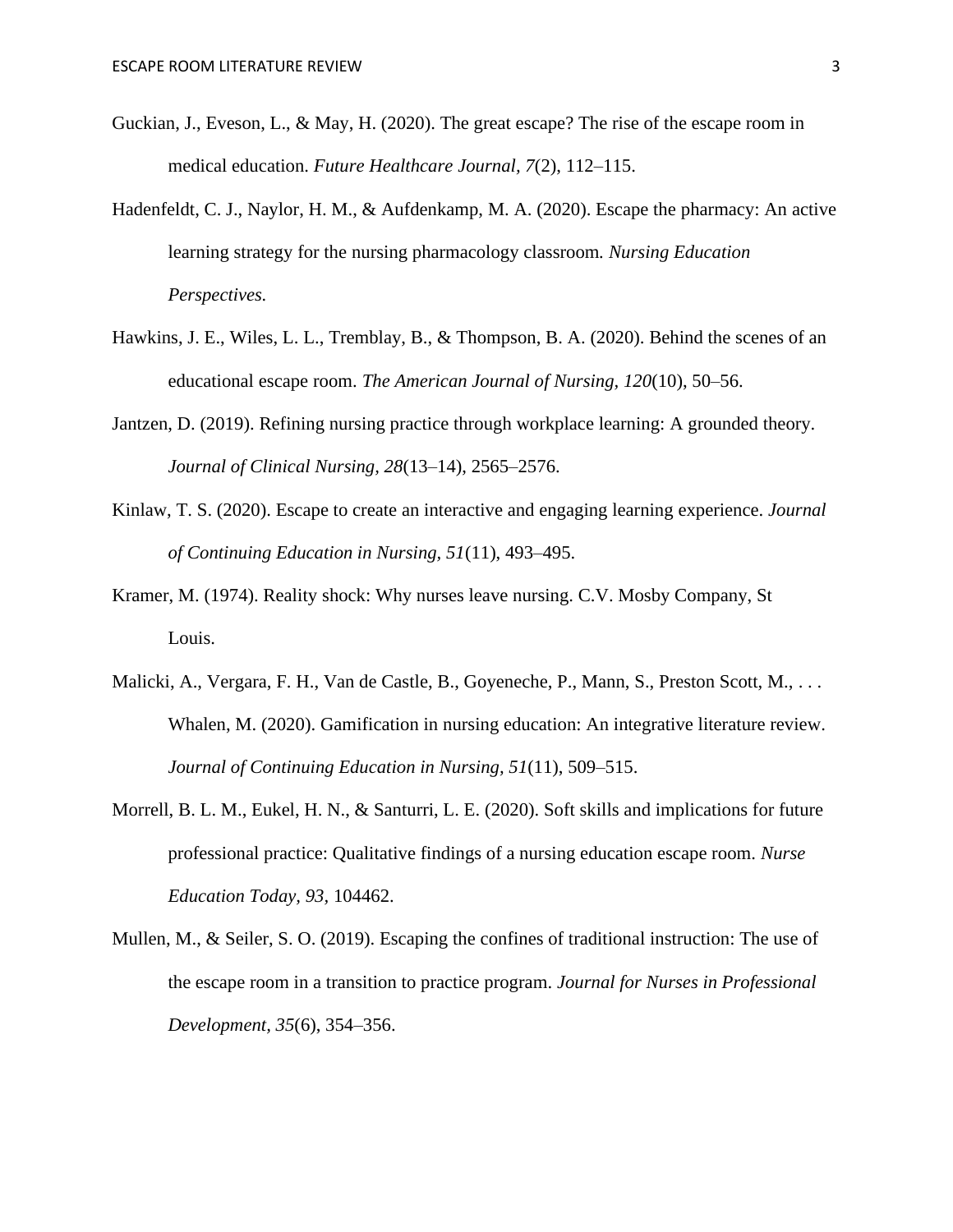Guckian, J., Eveson, L., & May, H. (2020). The great escape? The rise of the escape room in medical education. *Future Healthcare Journal, 7*(2), 112–115.

Hadenfeldt, C. J., Naylor, H. M., & Aufdenkamp, M. A. (2020). Escape the pharmacy: An active learning strategy for the nursing pharmacology classroom. *Nursing Education Perspectives.*

Hawkins, J. E., Wiles, L. L., Tremblay, B., & Thompson, B. A. (2020). Behind the scenes of an educational escape room. *The American Journal of Nursing, 120*(10), 50–56.

Jantzen, D. (2019). Refining nursing practice through workplace learning: A grounded theory. *Journal of Clinical Nursing, 28*(13–14), 2565–2576.

Kinlaw, T. S. (2020). Escape to create an interactive and engaging learning experience. *Journal of Continuing Education in Nursing, 51*(11), 493–495.

Kramer, M. (1974). Reality shock: Why nurses leave nursing. C.V. Mosby Company, St Louis.

Malicki, A., Vergara, F. H., Van de Castle, B., Goyeneche, P., Mann, S., Preston Scott, M., . . . Whalen, M. (2020). Gamification in nursing education: An integrative literature review. *Journal of Continuing Education in Nursing, 51*(11), 509–515.

Morrell, B. L. M., Eukel, H. N., & Santurri, L. E. (2020). Soft skills and implications for future professional practice: Qualitative findings of a nursing education escape room. *Nurse Education Today, 93,* 104462.

Mullen, M., & Seiler, S. O. (2019). Escaping the confines of traditional instruction: The use of the escape room in a transition to practice program. *Journal for Nurses in Professional Development, 35*(6), 354–356.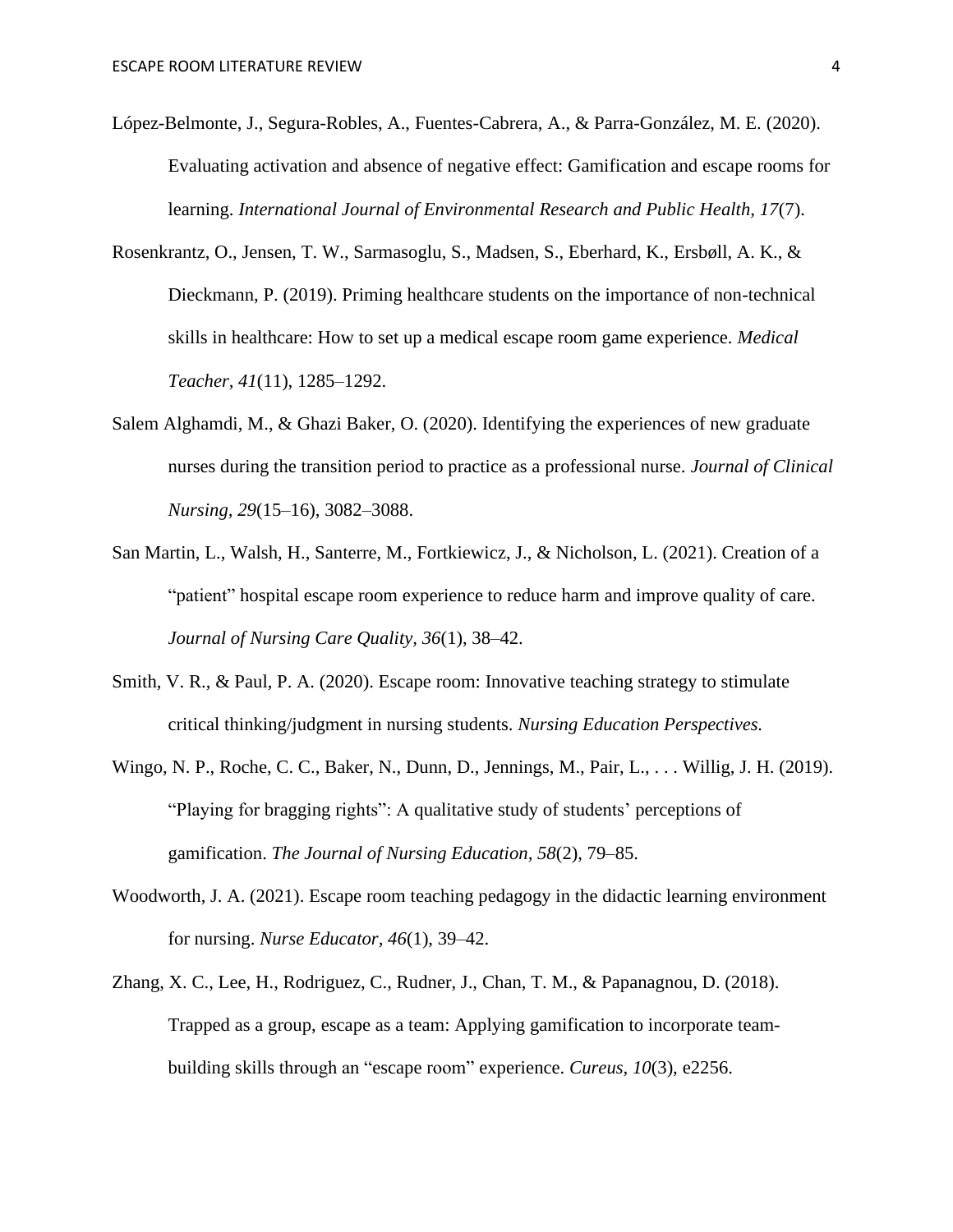López-Belmonte, J., Segura-Robles, A., Fuentes-Cabrera, A., & Parra-González, M. E. (2020). Evaluating activation and absence of negative effect: Gamification and escape rooms for learning. *International Journal of Environmental Research and Public Health, 17*(7).

Rosenkrantz, O., Jensen, T. W., Sarmasoglu, S., Madsen, S., Eberhard, K., Ersbøll, A. K., & Dieckmann, P. (2019). Priming healthcare students on the importance of non-technical skills in healthcare: How to set up a medical escape room game experience. *Medical Teacher, 41*(11), 1285–1292.

Salem Alghamdi, M., & Ghazi Baker, O. (2020). Identifying the experiences of new graduate nurses during the transition period to practice as a professional nurse. *Journal of Clinical Nursing, 29*(15–16), 3082–3088.

San Martin, L., Walsh, H., Santerre, M., Fortkiewicz, J., & Nicholson, L. (2021). Creation of a "patient" hospital escape room experience to reduce harm and improve quality of care. *Journal of Nursing Care Quality, 36*(1), 38–42.

Smith, V. R., & Paul, P. A. (2020). Escape room: Innovative teaching strategy to stimulate critical thinking/judgment in nursing students. *Nursing Education Perspectives.*

Wingo, N. P., Roche, C. C., Baker, N., Dunn, D., Jennings, M., Pair, L., . . . Willig, J. H. (2019). "Playing for bragging rights": A qualitative study of students' perceptions of gamification. *The Journal of Nursing Education, 58*(2), 79–85.

Woodworth, J. A. (2021). Escape room teaching pedagogy in the didactic learning environment for nursing. *Nurse Educator, 46*(1), 39–42.

Zhang, X. C., Lee, H., Rodriguez, C., Rudner, J., Chan, T. M., & Papanagnou, D. (2018). Trapped as a group, escape as a team: Applying gamification to incorporate team-building skills through an "escape room" experience. *Cureus, 10*(3), e2256.